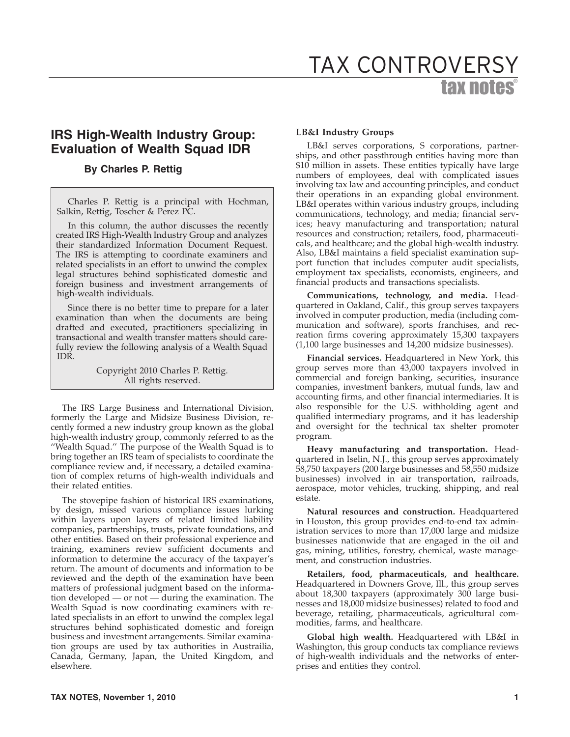# IRS High-Wealth Industry Group: Evaluation of Wealth Squad IDR

**By Charles P. Rettig**

Charles P. Rettig is a principal with Hochman, Salkin, Rettig, Toscher & Perez PC.

In this column, the author discusses the recently created IRS High-Wealth Industry Group and analyzes their standardized Information Document Request. The IRS is attempting to coordinate examiners and related specialists in an effort to unwind the complex legal structures behind sophisticated domestic and foreign business and investment arrangements of high-wealth individuals.

Since there is no better time to prepare for a later examination than when the documents are being drafted and executed, practitioners specializing in transactional and wealth transfer matters should carefully review the following analysis of a Wealth Squad IDR.

Copyright 2010 Charles P. Rettig. All rights reserved.

The IRS Large Business and International Division, formerly the Large and Midsize Business Division, recently formed a new industry group known as the global high-wealth industry group, commonly referred to as the ''Wealth Squad.'' The purpose of the Wealth Squad is to bring together an IRS team of specialists to coordinate the compliance review and, if necessary, a detailed examination of complex returns of high-wealth individuals and their related entities.

The stovepipe fashion of historical IRS examinations, by design, missed various compliance issues lurking within layers upon layers of related limited liability companies, partnerships, trusts, private foundations, and other entities. Based on their professional experience and training, examiners review sufficient documents and information to determine the accuracy of the taxpayer's return. The amount of documents and information to be reviewed and the depth of the examination have been matters of professional judgment based on the information developed — or not — during the examination. The Wealth Squad is now coordinating examiners with related specialists in an effort to unwind the complex legal structures behind sophisticated domestic and foreign business and investment arrangements. Similar examination groups are used by tax authorities in Austrailia, Canada, Germany, Japan, the United Kingdom, and elsewhere.

## LB&I Industry Groups

LB&I serves corporations, S corporations, partnerships, and other passthrough entities having more than $10 million in assets. These entities typically have large numbers of employees, deal with complicated issues involving tax law and accounting principles, and conduct their operations in an expanding global environment. LB&I operates within various industry groups, including communications, technology, and media; financial services; heavy manufacturing and transportation; natural resources and construction; retailers, food, pharmaceuticals, and healthcare; and the global high-wealth industry. Also, LB&I maintains a field specialist examination support function that includes computer audit specialists, employment tax specialists, economists, engineers, and financial products and transactions specialists.

**Communications, technology, and media.** Headquartered in Oakland, Calif., this group serves taxpayers involved in computer production, media (including communication and software), sports franchises, and recreation firms covering approximately 15,300 taxpayers (1,100 large businesses and 14,200 midsize businesses).

**Financial services.** Headquartered in New York, this group serves more than 43,000 taxpayers involved in commercial and foreign banking, securities, insurance companies, investment bankers, mutual funds, law and accounting firms, and other financial intermediaries. It is also responsible for the U.S. withholding agent and qualified intermediary programs, and it has leadership and oversight for the technical tax shelter promoter program.

**Heavy manufacturing and transportation.** Headquartered in Iselin, N.J., this group serves approximately 58,750 taxpayers (200 large businesses and 58,550 midsize businesses) involved in air transportation, railroads, aerospace, motor vehicles, trucking, shipping, and real estate.

**Natural resources and construction.** Headquartered in Houston, this group provides end-to-end tax administration services to more than 17,000 large and midsize businesses nationwide that are engaged in the oil and gas, mining, utilities, forestry, chemical, waste management, and construction industries.

**Retailers, food, pharmaceuticals, and healthcare.** Headquartered in Downers Grove, Ill., this group serves about 18,300 taxpayers (approximately 300 large businesses and 18,000 midsize businesses) related to food and beverage, retailing, pharmaceuticals, agricultural commodities, farms, and healthcare.

**Global high wealth.** Headquartered with LB&I in Washington, this group conducts tax compliance reviews of high-wealth individuals and the networks of enterprises and entities they control.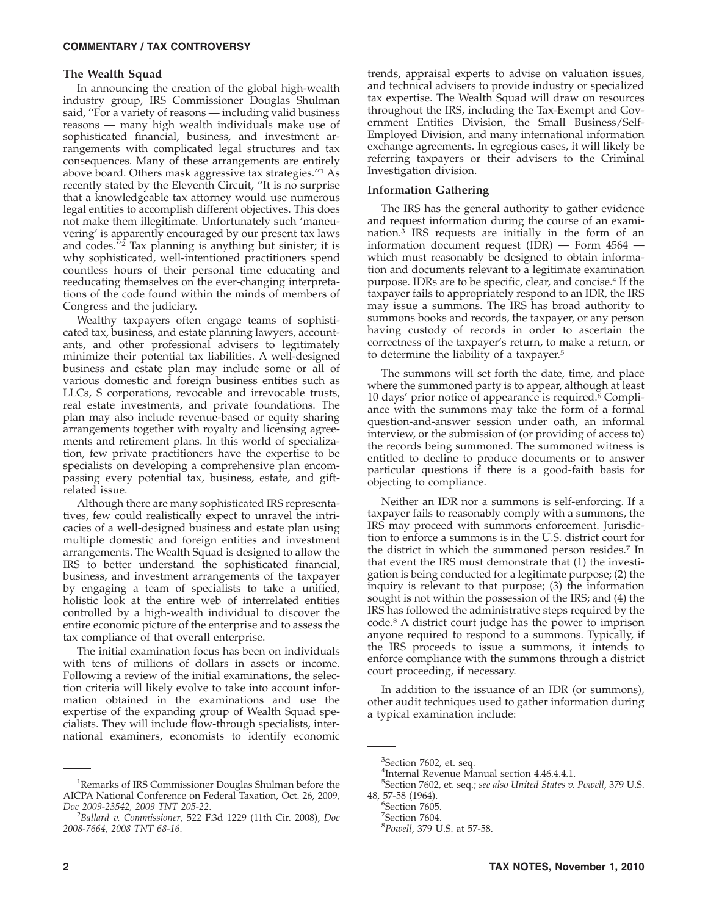### The Wealth Squad

In announcing the creation of the global high-wealth industry group, IRS Commissioner Douglas Shulman said, ''For a variety of reasons — including valid business reasons — many high wealth individuals make use of sophisticated financial, business, and investment arrangements with complicated legal structures and tax consequences. Many of these arrangements are entirely above board. Others mask aggressive tax strategies.''[1] As recently stated by the Eleventh Circuit, ''It is no surprise that a knowledgeable tax attorney would use numerous legal entities to accomplish different objectives. This does not make them illegitimate. Unfortunately such 'maneuvering' is apparently encouraged by our present tax laws and codes.''[2] Tax planning is anything but sinister; it is why sophisticated, well-intentioned practitioners spend countless hours of their personal time educating and reeducating themselves on the ever-changing interpretations of the code found within the minds of members of Congress and the judiciary.

Wealthy taxpayers often engage teams of sophisticated tax, business, and estate planning lawyers, accountants, and other professional advisers to legitimately minimize their potential tax liabilities. A well-designed business and estate plan may include some or all of various domestic and foreign business entities such as LLCs, S corporations, revocable and irrevocable trusts, real estate investments, and private foundations. The plan may also include revenue-based or equity sharing arrangements together with royalty and licensing agreements and retirement plans. In this world of specialization, few private practitioners have the expertise to be specialists on developing a comprehensive plan encompassing every potential tax, business, estate, and gift-related issue.

Although there are many sophisticated IRS representatives, few could realistically expect to unravel the intricacies of a well-designed business and estate plan using multiple domestic and foreign entities and investment arrangements. The Wealth Squad is designed to allow the IRS to better understand the sophisticated financial, business, and investment arrangements of the taxpayer by engaging a team of specialists to take a unified, holistic look at the entire web of interrelated entities controlled by a high-wealth individual to discover the entire economic picture of the enterprise and to assess the tax compliance of that overall enterprise.

The initial examination focus has been on individuals with tens of millions of dollars in assets or income. Following a review of the initial examinations, the selection criteria will likely evolve to take into account information obtained in the examinations and use the expertise of the expanding group of Wealth Squad specialists. They will include flow-through specialists, international examiners, economists to identify economic trends, appraisal experts to advise on valuation issues, and technical advisers to provide industry or specialized tax expertise. The Wealth Squad will draw on resources throughout the IRS, including the Tax-Exempt and Government Entities Division, the Small Business/Self-Employed Division, and many international information exchange agreements. In egregious cases, it will likely be referring taxpayers or their advisers to the Criminal Investigation division.

### Information Gathering

The IRS has the general authority to gather evidence and request information during the course of an examination.[3] IRS requests are initially in the form of an information document request (IDR) — Form 4564 — which must reasonably be designed to obtain information and documents relevant to a legitimate examination purpose. IDRs are to be specific, clear, and concise.[4] If the taxpayer fails to appropriately respond to an IDR, the IRS may issue a summons. The IRS has broad authority to summons books and records, the taxpayer, or any person having custody of records in order to ascertain the correctness of the taxpayer's return, to make a return, or to determine the liability of a taxpayer.[5]

The summons will set forth the date, time, and place where the summoned party is to appear, although at least 10 days' prior notice of appearance is required.[6] Compliance with the summons may take the form of a formal question-and-answer session under oath, an informal interview, or the submission of (or providing of access to) the records being summoned. The summoned witness is entitled to decline to produce documents or to answer particular questions if there is a good-faith basis for objecting to compliance.

Neither an IDR nor a summons is self-enforcing. If a taxpayer fails to reasonably comply with a summons, the IRS may proceed with summons enforcement. Jurisdiction to enforce a summons is in the U.S. district court for the district in which the summoned person resides.[7] In that event the IRS must demonstrate that (1) the investigation is being conducted for a legitimate purpose; (2) the inquiry is relevant to that purpose; (3) the information sought is not within the possession of the IRS; and (4) the IRS has followed the administrative steps required by the code.[8] A district court judge has the power to imprison anyone required to respond to a summons. Typically, if the IRS proceeds to issue a summons, it intends to enforce compliance with the summons through a district court proceeding, if necessary.

In addition to the issuance of an IDR (or summons), other audit techniques used to gather information during a typical examination include:

---

[1] Remarks of IRS Commissioner Douglas Shulman before the AICPA National Conference on Federal Taxation, Oct. 26, 2009, *Doc 2009-23542*, *2009 TNT 205-22*.

[2] *Ballard v. Commissioner*, 522 F.3d 1229 (11th Cir. 2008), *Doc 2008-7664*, *2008 TNT 68-16*.

[3] Section 7602, et. seq.

[4] Internal Revenue Manual section 4.46.4.4.1.

[5] Section 7602, et. seq.; *see also United States v. Powell*, 379 U.S. 48, 57-58 (1964).

[6] Section 7605.

[7] Section 7604.

[8] *Powell*, 379 U.S. at 57-58.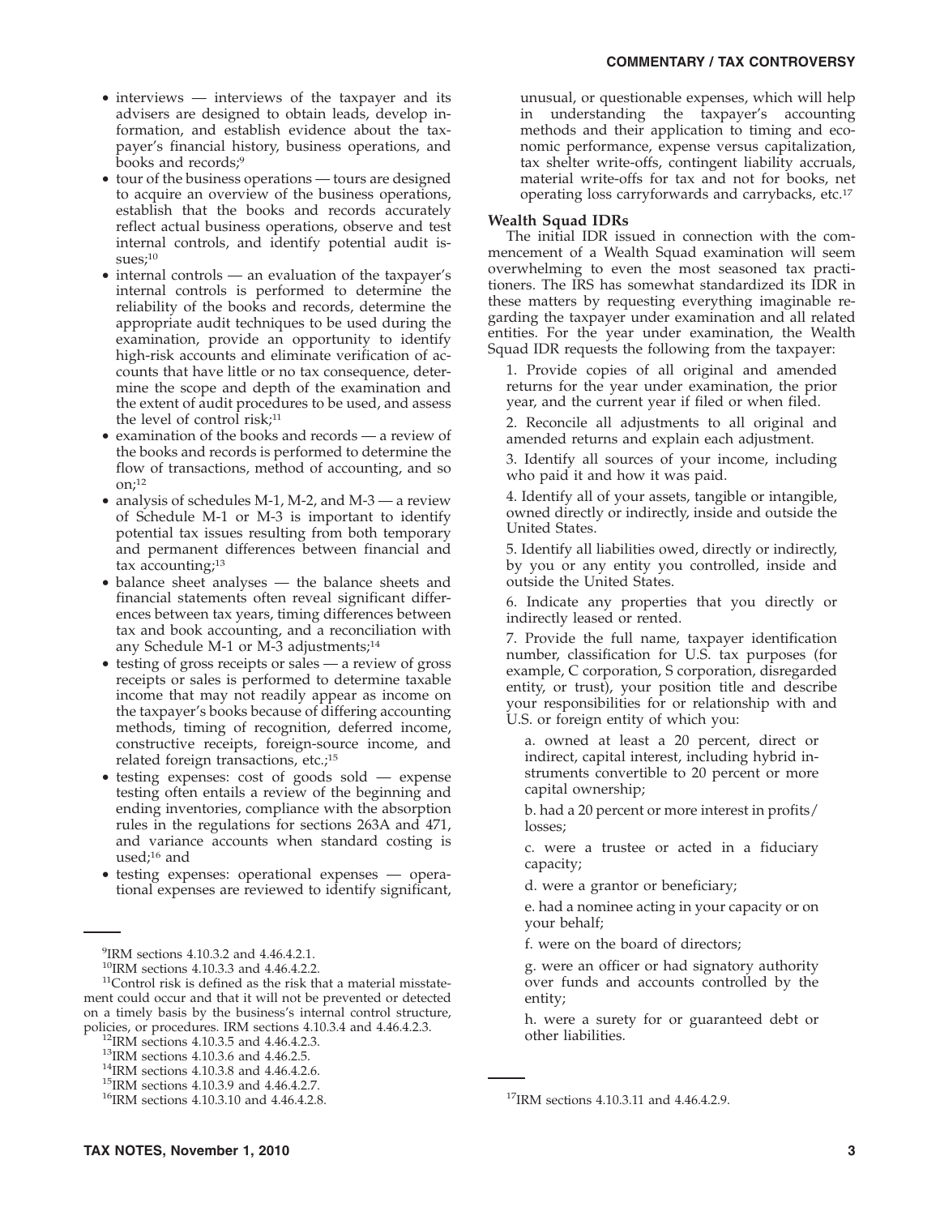- interviews — interviews of the taxpayer and its advisers are designed to obtain leads, develop information, and establish evidence about the taxpayer's financial history, business operations, and books and records;[9]
- tour of the business operations — tours are designed to acquire an overview of the business operations, establish that the books and records accurately reflect actual business operations, observe and test internal controls, and identify potential audit issues;[10]
- internal controls — an evaluation of the taxpayer's internal controls is performed to determine the reliability of the books and records, determine the appropriate audit techniques to be used during the examination, provide an opportunity to identify high-risk accounts and eliminate verification of accounts that have little or no tax consequence, determine the scope and depth of the examination and the extent of audit procedures to be used, and assess the level of control risk;[11]
- examination of the books and records — a review of the books and records is performed to determine the flow of transactions, method of accounting, and so on;[12]
- analysis of schedules M-1, M-2, and M-3 — a review of Schedule M-1 or M-3 is important to identify potential tax issues resulting from both temporary and permanent differences between financial and tax accounting;[13]
- balance sheet analyses — the balance sheets and financial statements often reveal significant differences between tax years, timing differences between tax and book accounting, and a reconciliation with any Schedule M-1 or M-3 adjustments;[14]
- testing of gross receipts or sales — a review of gross receipts or sales is performed to determine taxable income that may not readily appear as income on the taxpayer's books because of differing accounting methods, timing of recognition, deferred income, constructive receipts, foreign-source income, and related foreign transactions, etc.;[15]
- testing expenses: cost of goods sold — expense testing often entails a review of the beginning and ending inventories, compliance with the absorption rules in the regulations for sections 263A and 471, and variance accounts when standard costing is used;[16] and
- testing expenses: operational expenses — operational expenses are reviewed to identify significant, unusual, or questionable expenses, which will help in understanding the taxpayer's accounting methods and their application to timing and economic performance, expense versus capitalization, tax shelter write-offs, contingent liability accruals, material write-offs for tax and not for books, net operating loss carryforwards and carrybacks, etc.[17]

### Wealth Squad IDRs

The initial IDR issued in connection with the commencement of a Wealth Squad examination will seem overwhelming to even the most seasoned tax practitioners. The IRS has somewhat standardized its IDR in these matters by requesting everything imaginable regarding the taxpayer under examination and all related entities. For the year under examination, the Wealth Squad IDR requests the following from the taxpayer:

1. Provide copies of all original and amended returns for the year under examination, the prior year, and the current year if filed or when filed.

2. Reconcile all adjustments to all original and amended returns and explain each adjustment.

3. Identify all sources of your income, including who paid it and how it was paid.

4. Identify all of your assets, tangible or intangible, owned directly or indirectly, inside and outside the United States.

5. Identify all liabilities owed, directly or indirectly, by you or any entity you controlled, inside and outside the United States.

6. Indicate any properties that you directly or indirectly leased or rented.

7. Provide the full name, taxpayer identification number, classification for U.S. tax purposes (for example, C corporation, S corporation, disregarded entity, or trust), your position title and describe your responsibilities for or relationship with and U.S. or foreign entity of which you:

   a. owned at least a 20 percent, direct or indirect, capital interest, including hybrid instruments convertible to 20 percent or more capital ownership;

   b. had a 20 percent or more interest in profits/losses;

   c. were a trustee or acted in a fiduciary capacity;

   d. were a grantor or beneficiary;

   e. had a nominee acting in your capacity or on your behalf;

   f. were on the board of directors;

   g. were an officer or had signatory authority over funds and accounts controlled by the entity;

   h. were a surety for or guaranteed debt or other liabilities.

---

[9]IRM sections 4.10.3.2 and 4.46.4.2.1.

[10]IRM sections 4.10.3.3 and 4.46.4.2.2.

[11]Control risk is defined as the risk that a material misstatement could occur and that it will not be prevented or detected on a timely basis by the business's internal control structure, policies, or procedures. IRM sections 4.10.3.4 and 4.46.4.2.3.

[12]IRM sections 4.10.3.5 and 4.46.4.2.3.

[13]IRM sections 4.10.3.6 and 4.46.2.5.

[14]IRM sections 4.10.3.8 and 4.46.4.2.6.

[15]IRM sections 4.10.3.9 and 4.46.4.2.7.

[16]IRM sections 4.10.3.10 and 4.46.4.2.8.

[17]IRM sections 4.10.3.11 and 4.46.4.2.9.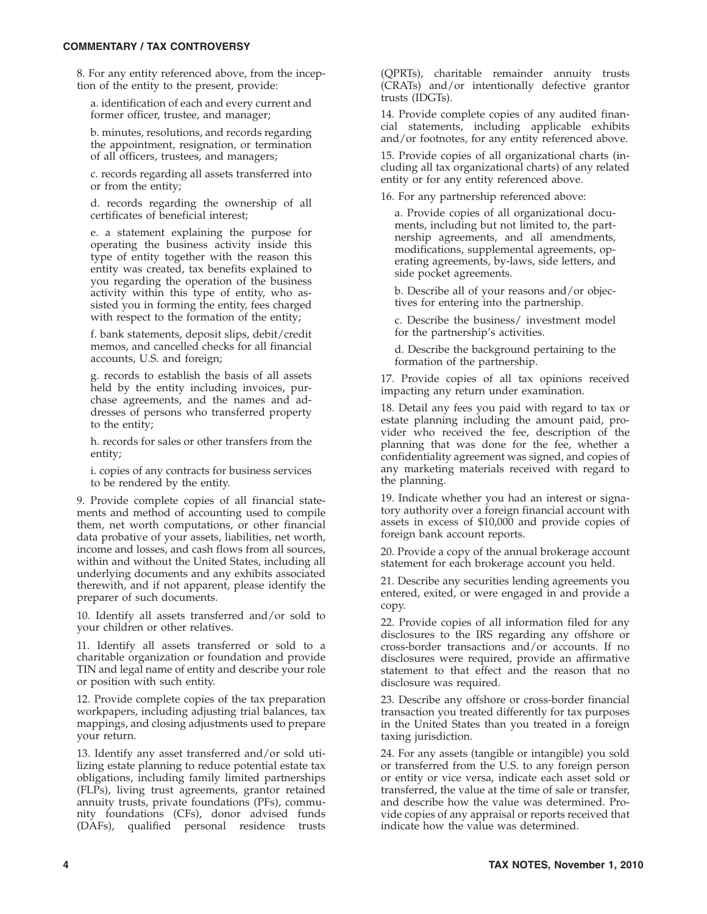8. For any entity referenced above, from the inception of the entity to the present, provide:

a. identification of each and every current and former officer, trustee, and manager;

b. minutes, resolutions, and records regarding the appointment, resignation, or termination of all officers, trustees, and managers;

c. records regarding all assets transferred into or from the entity;

d. records regarding the ownership of all certificates of beneficial interest;

e. a statement explaining the purpose for operating the business activity inside this type of entity together with the reason this entity was created, tax benefits explained to you regarding the operation of the business activity within this type of entity, who assisted you in forming the entity, fees charged with respect to the formation of the entity;

f. bank statements, deposit slips, debit/credit memos, and cancelled checks for all financial accounts, U.S. and foreign;

g. records to establish the basis of all assets held by the entity including invoices, purchase agreements, and the names and addresses of persons who transferred property to the entity;

h. records for sales or other transfers from the entity;

i. copies of any contracts for business services to be rendered by the entity.

9. Provide complete copies of all financial statements and method of accounting used to compile them, net worth computations, or other financial data probative of your assets, liabilities, net worth, income and losses, and cash flows from all sources, within and without the United States, including all underlying documents and any exhibits associated therewith, and if not apparent, please identify the preparer of such documents.

10. Identify all assets transferred and/or sold to your children or other relatives.

11. Identify all assets transferred or sold to a charitable organization or foundation and provide TIN and legal name of entity and describe your role or position with such entity.

12. Provide complete copies of the tax preparation workpapers, including adjusting trial balances, tax mappings, and closing adjustments used to prepare your return.

13. Identify any asset transferred and/or sold utilizing estate planning to reduce potential estate tax obligations, including family limited partnerships (FLPs), living trust agreements, grantor retained annuity trusts, private foundations (PFs), community foundations (CFs), donor advised funds (DAFs), qualified personal residence trusts (QPRTs), charitable remainder annuity trusts (CRATs) and/or intentionally defective grantor trusts (IDGTs).

14. Provide complete copies of any audited financial statements, including applicable exhibits and/or footnotes, for any entity referenced above.

15. Provide copies of all organizational charts (including all tax organizational charts) of any related entity or for any entity referenced above.

16. For any partnership referenced above:

a. Provide copies of all organizational documents, including but not limited to, the partnership agreements, and all amendments, modifications, supplemental agreements, operating agreements, by-laws, side letters, and side pocket agreements.

b. Describe all of your reasons and/or objectives for entering into the partnership.

c. Describe the business/ investment model for the partnership's activities.

d. Describe the background pertaining to the formation of the partnership.

17. Provide copies of all tax opinions received impacting any return under examination.

18. Detail any fees you paid with regard to tax or estate planning including the amount paid, provider who received the fee, description of the planning that was done for the fee, whether a confidentiality agreement was signed, and copies of any marketing materials received with regard to the planning.

19. Indicate whether you had an interest or signatory authority over a foreign financial account with assets in excess of $10,000 and provide copies of foreign bank account reports.

20. Provide a copy of the annual brokerage account statement for each brokerage account you held.

21. Describe any securities lending agreements you entered, exited, or were engaged in and provide a copy.

22. Provide copies of all information filed for any disclosures to the IRS regarding any offshore or cross-border transactions and/or accounts. If no disclosures were required, provide an affirmative statement to that effect and the reason that no disclosure was required.

23. Describe any offshore or cross-border financial transaction you treated differently for tax purposes in the United States than you treated in a foreign taxing jurisdiction.

24. For any assets (tangible or intangible) you sold or transferred from the U.S. to any foreign person or entity or vice versa, indicate each asset sold or transferred, the value at the time of sale or transfer, and describe how the value was determined. Provide copies of any appraisal or reports received that indicate how the value was determined.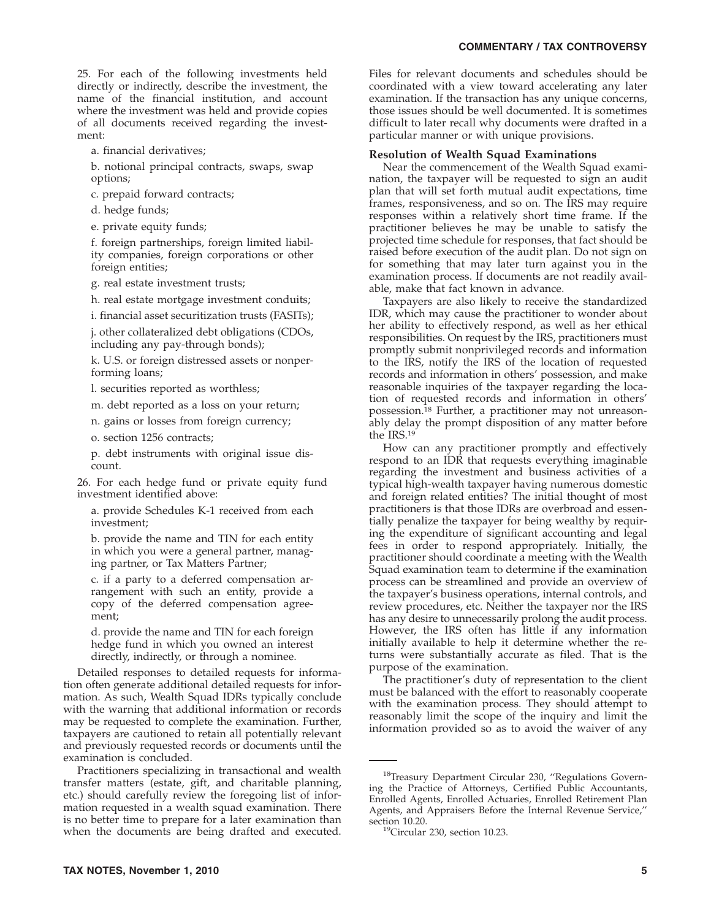25. For each of the following investments held directly or indirectly, describe the investment, the name of the financial institution, and account where the investment was held and provide copies of all documents received regarding the investment:

a. financial derivatives;

b. notional principal contracts, swaps, swap options;

c. prepaid forward contracts;

d. hedge funds;

e. private equity funds;

f. foreign partnerships, foreign limited liability companies, foreign corporations or other foreign entities;

g. real estate investment trusts;

h. real estate mortgage investment conduits;

i. financial asset securitization trusts (FASITs);

j. other collateralized debt obligations (CDOs, including any pay-through bonds);

k. U.S. or foreign distressed assets or nonperforming loans;

l. securities reported as worthless;

m. debt reported as a loss on your return;

n. gains or losses from foreign currency;

o. section 1256 contracts;

p. debt instruments with original issue discount.

26. For each hedge fund or private equity fund investment identified above:

a. provide Schedules K-1 received from each investment;

b. provide the name and TIN for each entity in which you were a general partner, managing partner, or Tax Matters Partner;

c. if a party to a deferred compensation arrangement with such an entity, provide a copy of the deferred compensation agreement;

d. provide the name and TIN for each foreign hedge fund in which you owned an interest directly, indirectly, or through a nominee.

Detailed responses to detailed requests for information often generate additional detailed requests for information. As such, Wealth Squad IDRs typically conclude with the warning that additional information or records may be requested to complete the examination. Further, taxpayers are cautioned to retain all potentially relevant and previously requested records or documents until the examination is concluded.

Practitioners specializing in transactional and wealth transfer matters (estate, gift, and charitable planning, etc.) should carefully review the foregoing list of information requested in a wealth squad examination. There is no better time to prepare for a later examination than when the documents are being drafted and executed. Files for relevant documents and schedules should be coordinated with a view toward accelerating any later examination. If the transaction has any unique concerns, those issues should be well documented. It is sometimes difficult to later recall why documents were drafted in a particular manner or with unique provisions.

### Resolution of Wealth Squad Examinations

Near the commencement of the Wealth Squad examination, the taxpayer will be requested to sign an audit plan that will set forth mutual audit expectations, time frames, responsiveness, and so on. The IRS may require responses within a relatively short time frame. If the practitioner believes he may be unable to satisfy the projected time schedule for responses, that fact should be raised before execution of the audit plan. Do not sign on for something that may later turn against you in the examination process. If documents are not readily available, make that fact known in advance.

Taxpayers are also likely to receive the standardized IDR, which may cause the practitioner to wonder about her ability to effectively respond, as well as her ethical responsibilities. On request by the IRS, practitioners must promptly submit nonprivileged records and information to the IRS, notify the IRS of the location of requested records and information in others' possession, and make reasonable inquiries of the taxpayer regarding the location of requested records and information in others' possession.[18] Further, a practitioner may not unreasonably delay the prompt disposition of any matter before the IRS.[19]

How can any practitioner promptly and effectively respond to an IDR that requests everything imaginable regarding the investment and business activities of a typical high-wealth taxpayer having numerous domestic and foreign related entities? The initial thought of most practitioners is that those IDRs are overbroad and essentially penalize the taxpayer for being wealthy by requiring the expenditure of significant accounting and legal fees in order to respond appropriately. Initially, the practitioner should coordinate a meeting with the Wealth Squad examination team to determine if the examination process can be streamlined and provide an overview of the taxpayer's business operations, internal controls, and review procedures, etc. Neither the taxpayer nor the IRS has any desire to unnecessarily prolong the audit process. However, the IRS often has little if any information initially available to help it determine whether the returns were substantially accurate as filed. That is the purpose of the examination.

The practitioner's duty of representation to the client must be balanced with the effort to reasonably cooperate with the examination process. They should attempt to reasonably limit the scope of the inquiry and limit the information provided so as to avoid the waiver of any

---

[18] Treasury Department Circular 230, "Regulations Governing the Practice of Attorneys, Certified Public Accountants, Enrolled Agents, Enrolled Actuaries, Enrolled Retirement Plan Agents, and Appraisers Before the Internal Revenue Service," section 10.20.

[19] Circular 230, section 10.23.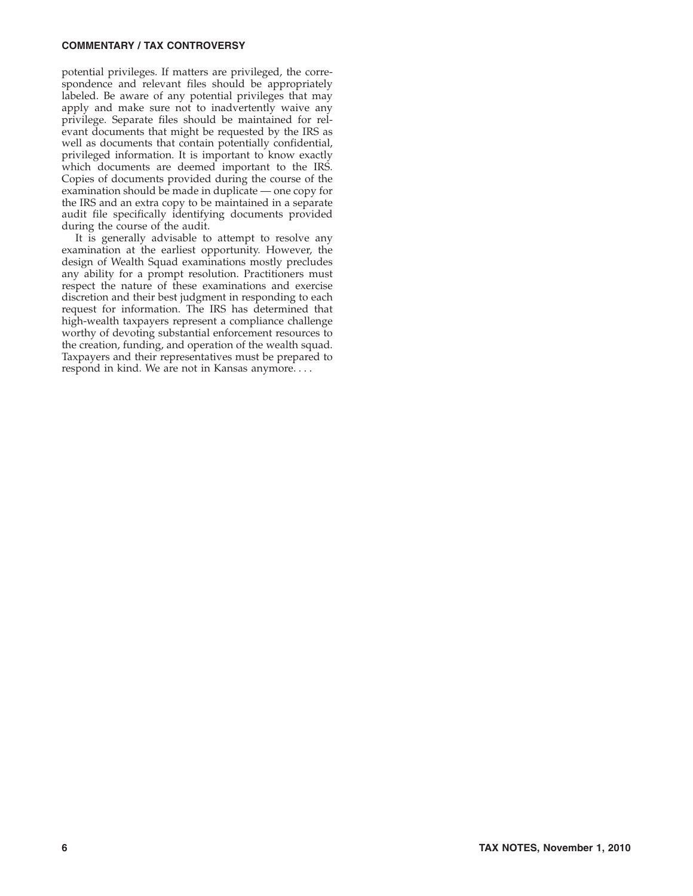potential privileges. If matters are privileged, the correspondence and relevant files should be appropriately labeled. Be aware of any potential privileges that may apply and make sure not to inadvertently waive any privilege. Separate files should be maintained for relevant documents that might be requested by the IRS as well as documents that contain potentially confidential, privileged information. It is important to know exactly which documents are deemed important to the IRS. Copies of documents provided during the course of the examination should be made in duplicate — one copy for the IRS and an extra copy to be maintained in a separate audit file specifically identifying documents provided during the course of the audit.

It is generally advisable to attempt to resolve any examination at the earliest opportunity. However, the design of Wealth Squad examinations mostly precludes any ability for a prompt resolution. Practitioners must respect the nature of these examinations and exercise discretion and their best judgment in responding to each request for information. The IRS has determined that high-wealth taxpayers represent a compliance challenge worthy of devoting substantial enforcement resources to the creation, funding, and operation of the wealth squad. Taxpayers and their representatives must be prepared to respond in kind. We are not in Kansas anymore. . . .